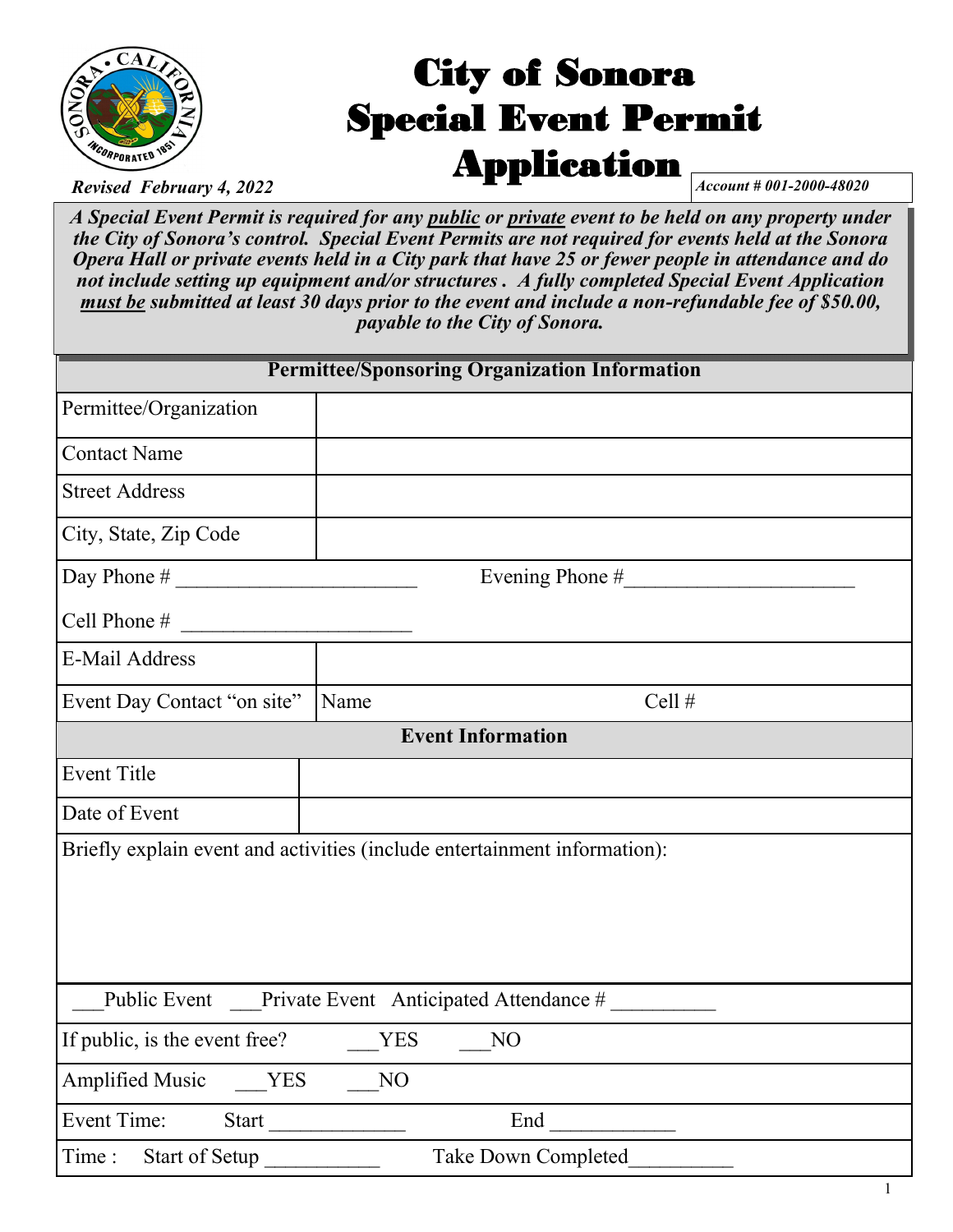# City of Sonora Special Event Permit Application

*Revised February 4, 2022*

*Account # 001-2000-48020*

***A Special Event Permit is required for any <u>public</u> or <u>private</u> event to be held on any property under the City of Sonora's control. Special Event Permits are not required for events held at the Sonora Opera Hall or private events held in a City park that have 25 or fewer people in attendance and do not include setting up equipment and/or structures . A fully completed Special Event Application <u>must be</u> submitted at least 30 days prior to the event and include a non-refundable fee of $50.00, payable to the City of Sonora.***

| **Permittee/Sponsoring Organization Information** | |
|---|---|
| Permittee/Organization | |
| Contact Name | |
| Street Address | |
| City, State, Zip Code | |
| Day Phone # ______________________ Evening Phone #_____________________ | |
| Cell Phone # _____________________ | |
| E-Mail Address | |
| Event Day Contact "on site" | Name Cell # |

| **Event Information** | |
|---|---|
| Event Title | |
| Date of Event | |
| Briefly explain event and activities (include entertainment information): | |
| ___Public Event ___Private Event Anticipated Attendance # _________ | |
| If public, is the event free? ___YES ___NO | |
| Amplified Music ___YES ___NO | |
| Event Time: Start ____________ End ___________ | |
| Time : Start of Setup __________ Take Down Completed_________ | |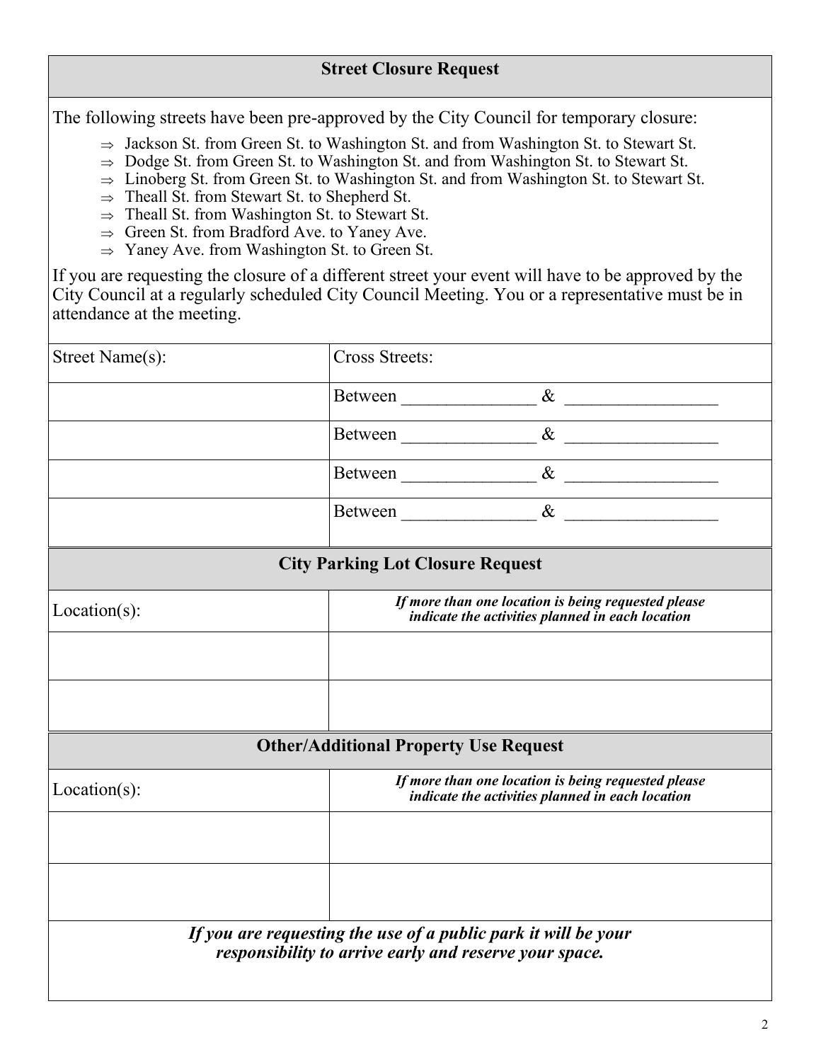## Street Closure Request

The following streets have been pre-approved by the City Council for temporary closure:

- ⇒ Jackson St. from Green St. to Washington St. and from Washington St. to Stewart St.
- ⇒ Dodge St. from Green St. to Washington St. and from Washington St. to Stewart St.
- ⇒ Linoberg St. from Green St. to Washington St. and from Washington St. to Stewart St.
- ⇒ Theall St. from Stewart St. to Shepherd St.
- ⇒ Theall St. from Washington St. to Stewart St.
- ⇒ Green St. from Bradford Ave. to Yaney Ave.
- ⇒ Yaney Ave. from Washington St. to Green St.

If you are requesting the closure of a different street your event will have to be approved by the City Council at a regularly scheduled City Council Meeting. You or a representative must be in attendance at the meeting.

| Street Name(s): | Cross Streets: |
|---|---|
| | Between ______________ & ________________ |
| | Between ______________ & ________________ |
| | Between ______________ & ________________ |
| | Between ______________ & ________________ |

## City Parking Lot Closure Request

| Location(s): | ***If more than one location is being requested please indicate the activities planned in each location*** |
|---|---|
| | |
| | |

## Other/Additional Property Use Request

| Location(s): | ***If more than one location is being requested please indicate the activities planned in each location*** |
|---|---|
| | |
| | |

***If you are requesting the use of a public park it will be your responsibility to arrive early and reserve your space.***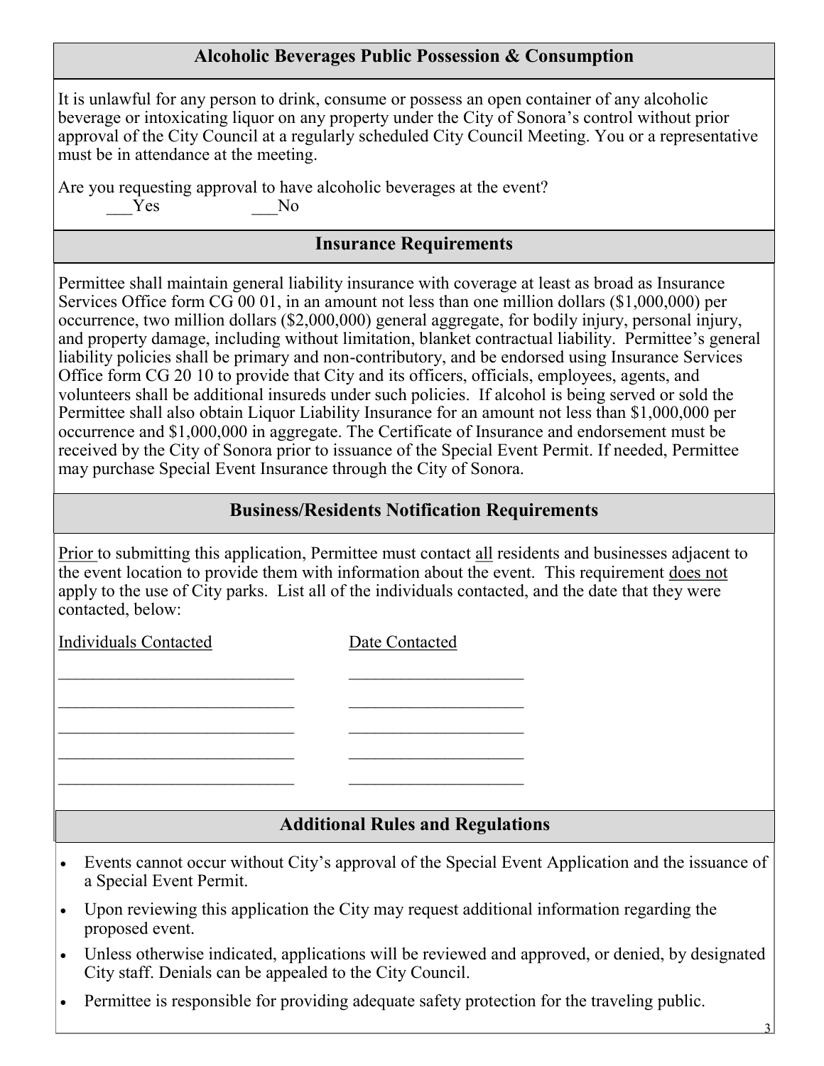## Alcoholic Beverages Public Possession & Consumption

It is unlawful for any person to drink, consume or possess an open container of any alcoholic beverage or intoxicating liquor on any property under the City of Sonora's control without prior approval of the City Council at a regularly scheduled City Council Meeting. You or a representative must be in attendance at the meeting.

Are you requesting approval to have alcoholic beverages at the event?

___Yes ___No

## Insurance Requirements

Permittee shall maintain general liability insurance with coverage at least as broad as Insurance Services Office form CG 00 01, in an amount not less than one million dollars ($1,000,000) per occurrence, two million dollars ($2,000,000) general aggregate, for bodily injury, personal injury, and property damage, including without limitation, blanket contractual liability. Permittee's general liability policies shall be primary and non-contributory, and be endorsed using Insurance Services Office form CG 20 10 to provide that City and its officers, officials, employees, agents, and volunteers shall be additional insureds under such policies. If alcohol is being served or sold the Permittee shall also obtain Liquor Liability Insurance for an amount not less than $1,000,000 per occurrence and $1,000,000 in aggregate. The Certificate of Insurance and endorsement must be received by the City of Sonora prior to issuance of the Special Event Permit. If needed, Permittee may purchase Special Event Insurance through the City of Sonora.

## Business/Residents Notification Requirements

<u>Prior</u> to submitting this application, Permittee must contact <u>all</u> residents and businesses adjacent to the event location to provide them with information about the event. This requirement <u>does not</u> apply to the use of City parks. List all of the individuals contacted, and the date that they were contacted, below:

| Individuals Contacted | Date Contacted |
|---|---|
| ____________________________ | ____________________ |
| ____________________________ | ____________________ |
| ____________________________ | ____________________ |
| ____________________________ | ____________________ |
| ____________________________ | ____________________ |

## Additional Rules and Regulations

- Events cannot occur without City's approval of the Special Event Application and the issuance of a Special Event Permit.
- Upon reviewing this application the City may request additional information regarding the proposed event.
- Unless otherwise indicated, applications will be reviewed and approved, or denied, by designated City staff. Denials can be appealed to the City Council.
- Permittee is responsible for providing adequate safety protection for the traveling public.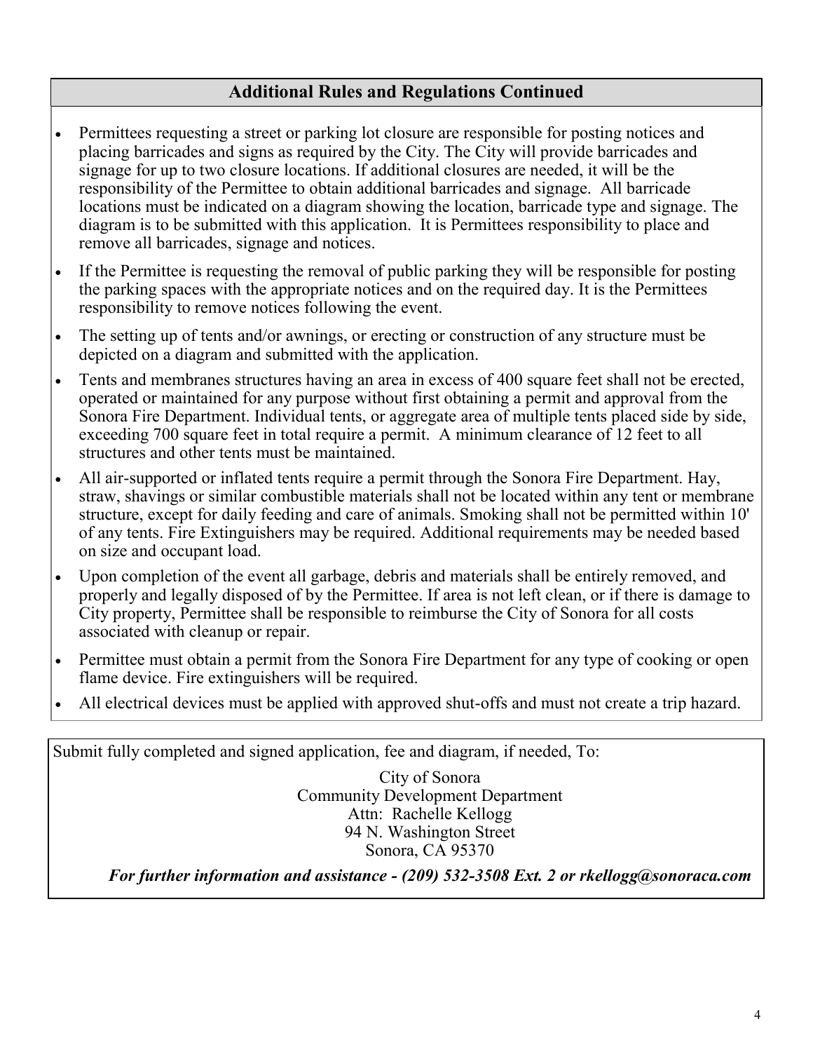## Additional Rules and Regulations Continued

- Permittees requesting a street or parking lot closure are responsible for posting notices and placing barricades and signs as required by the City. The City will provide barricades and signage for up to two closure locations. If additional closures are needed, it will be the responsibility of the Permittee to obtain additional barricades and signage. All barricade locations must be indicated on a diagram showing the location, barricade type and signage. The diagram is to be submitted with this application. It is Permittees responsibility to place and remove all barricades, signage and notices.
- If the Permittee is requesting the removal of public parking they will be responsible for posting the parking spaces with the appropriate notices and on the required day. It is the Permittees responsibility to remove notices following the event.
- The setting up of tents and/or awnings, or erecting or construction of any structure must be depicted on a diagram and submitted with the application.
- Tents and membranes structures having an area in excess of 400 square feet shall not be erected, operated or maintained for any purpose without first obtaining a permit and approval from the Sonora Fire Department. Individual tents, or aggregate area of multiple tents placed side by side, exceeding 700 square feet in total require a permit. A minimum clearance of 12 feet to all structures and other tents must be maintained.
- All air-supported or inflated tents require a permit through the Sonora Fire Department. Hay, straw, shavings or similar combustible materials shall not be located within any tent or membrane structure, except for daily feeding and care of animals. Smoking shall not be permitted within 10' of any tents. Fire Extinguishers may be required. Additional requirements may be needed based on size and occupant load.
- Upon completion of the event all garbage, debris and materials shall be entirely removed, and properly and legally disposed of by the Permittee. If area is not left clean, or if there is damage to City property, Permittee shall be responsible to reimburse the City of Sonora for all costs associated with cleanup or repair.
- Permittee must obtain a permit from the Sonora Fire Department for any type of cooking or open flame device. Fire extinguishers will be required.
- All electrical devices must be applied with approved shut-offs and must not create a trip hazard.

Submit fully completed and signed application, fee and diagram, if needed, To:

City of Sonora
Community Development Department
Attn: Rachelle Kellogg
94 N. Washington Street
Sonora, CA 95370

***For further information and assistance - (209) 532-3508 Ext. 2 or rkellogg@sonoraca.com***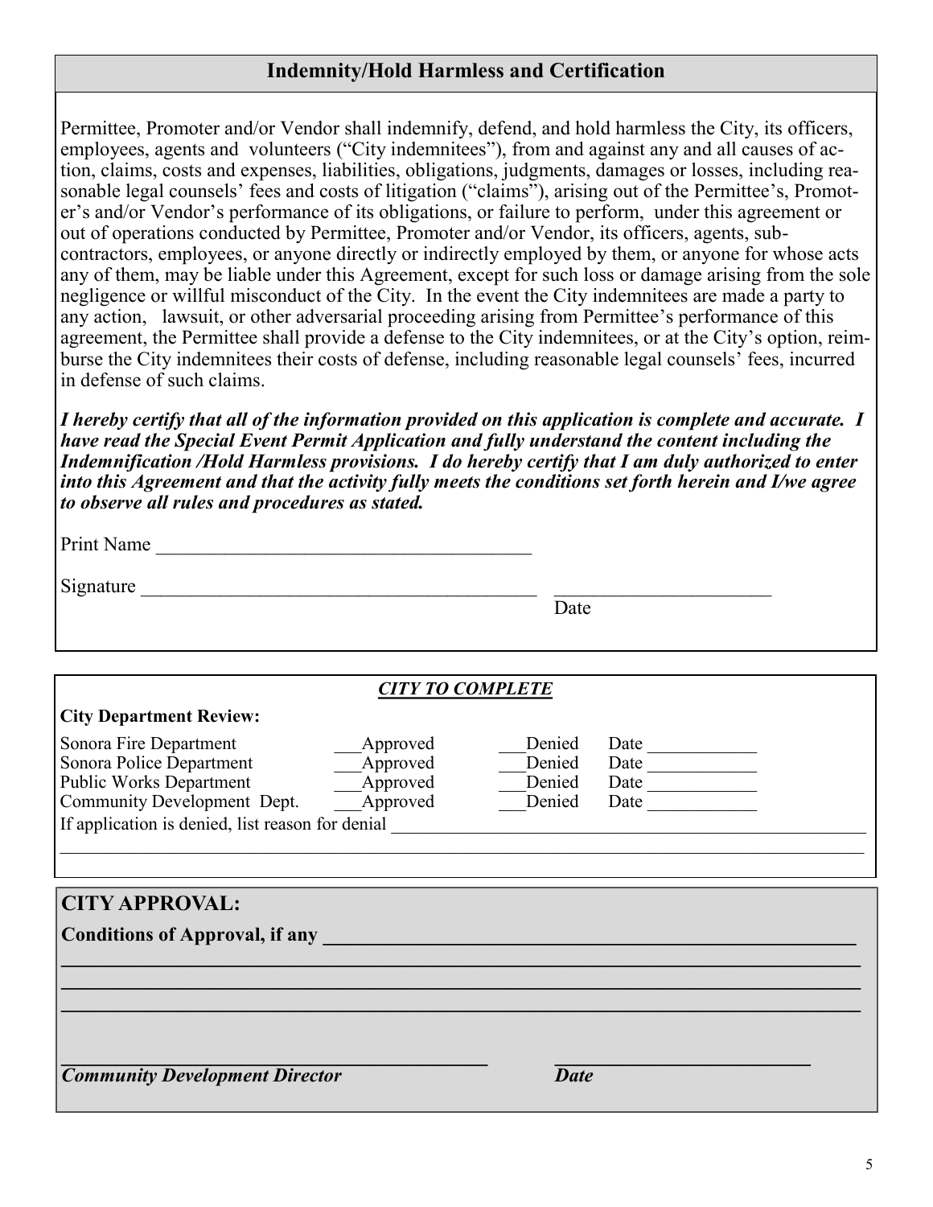## Indemnity/Hold Harmless and Certification

Permittee, Promoter and/or Vendor shall indemnify, defend, and hold harmless the City, its officers, employees, agents and volunteers ("City indemnitees"), from and against any and all causes of action, claims, costs and expenses, liabilities, obligations, judgments, damages or losses, including reasonable legal counsels' fees and costs of litigation ("claims"), arising out of the Permittee's, Promoter's and/or Vendor's performance of its obligations, or failure to perform, under this agreement or out of operations conducted by Permittee, Promoter and/or Vendor, its officers, agents, subcontractors, employees, or anyone directly or indirectly employed by them, or anyone for whose acts any of them, may be liable under this Agreement, except for such loss or damage arising from the sole negligence or willful misconduct of the City. In the event the City indemnitees are made a party to any action, lawsuit, or other adversarial proceeding arising from Permittee's performance of this agreement, the Permittee shall provide a defense to the City indemnitees, or at the City's option, reimburse the City indemnitees their costs of defense, including reasonable legal counsels' fees, incurred in defense of such claims.

***I hereby certify that all of the information provided on this application is complete and accurate. I have read the Special Event Permit Application and fully understand the content including the Indemnification /Hold Harmless provisions. I do hereby certify that I am duly authorized to enter into this Agreement and that the activity fully meets the conditions set forth herein and I/we agree to observe all rules and procedures as stated.***

Print Name ______________________________________

Signature ________________________________________ ______________________
Date

***CITY TO COMPLETE***

**City Department Review:**

| | | | |
|---|---|---|---|
| Sonora Fire Department | ___Approved | ___Denied | Date ____________ |
| Sonora Police Department | ___Approved | ___Denied | Date ____________ |
| Public Works Department | ___Approved | ___Denied | Date ____________ |
| Community Development Dept. | ___Approved | ___Denied | Date ____________ |

If application is denied, list reason for denial ________________________________________________________

______________________________________________________________________________________

## CITY APPROVAL:

**Conditions of Approval, if any ______________________________________________________**

**______________________________________________________________________________**

**______________________________________________________________________________**

**______________________________________________________________________________**

___________________________________________ _________________________

***Community Development Director*** ***Date***